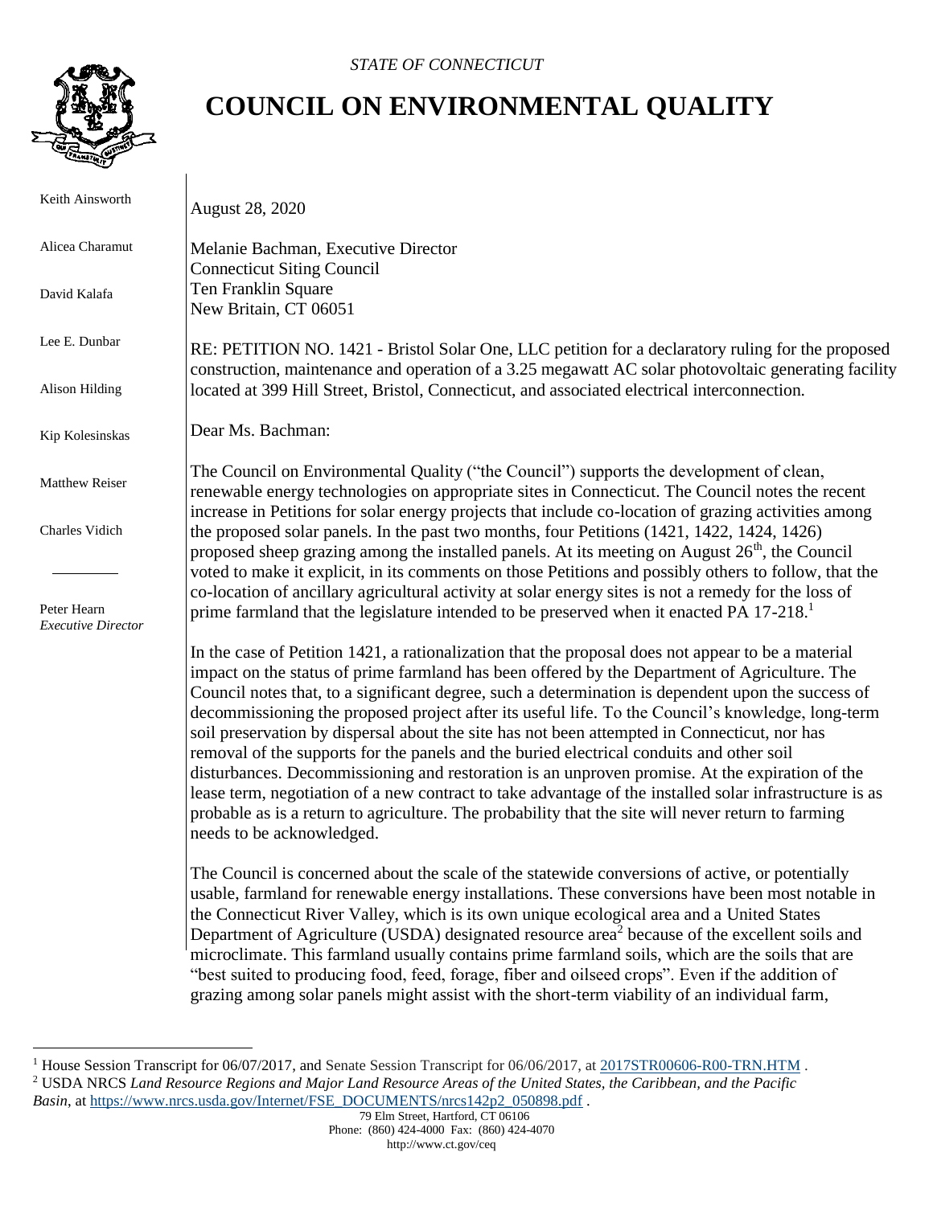*STATE OF CONNECTICUT*

# COUNCIL ON ENVIRONMENTAL QUALITY

Keith Ainsworth

Alicea Charamut

David Kalafa

Lee E. Dunbar

Alison Hilding

Kip Kolesinskas

Matthew Reiser

Charles Vidich

Peter Hearn
*Executive Director*

August 28, 2020

Melanie Bachman, Executive Director
Connecticut Siting Council
Ten Franklin Square
New Britain, CT 06051

RE: PETITION NO. 1421 - Bristol Solar One, LLC petition for a declaratory ruling for the proposed construction, maintenance and operation of a 3.25 megawatt AC solar photovoltaic generating facility located at 399 Hill Street, Bristol, Connecticut, and associated electrical interconnection.

Dear Ms. Bachman:

The Council on Environmental Quality ("the Council") supports the development of clean, renewable energy technologies on appropriate sites in Connecticut. The Council notes the recent increase in Petitions for solar energy projects that include co-location of grazing activities among the proposed solar panels. In the past two months, four Petitions (1421, 1422, 1424, 1426) proposed sheep grazing among the installed panels. At its meeting on August 26th, the Council voted to make it explicit, in its comments on those Petitions and possibly others to follow, that the co-location of ancillary agricultural activity at solar energy sites is not a remedy for the loss of prime farmland that the legislature intended to be preserved when it enacted PA 17-218.[1]

In the case of Petition 1421, a rationalization that the proposal does not appear to be a material impact on the status of prime farmland has been offered by the Department of Agriculture. The Council notes that, to a significant degree, such a determination is dependent upon the success of decommissioning the proposed project after its useful life. To the Council's knowledge, long-term soil preservation by dispersal about the site has not been attempted in Connecticut, nor has removal of the supports for the panels and the buried electrical conduits and other soil disturbances. Decommissioning and restoration is an unproven promise. At the expiration of the lease term, negotiation of a new contract to take advantage of the installed solar infrastructure is as probable as is a return to agriculture. The probability that the site will never return to farming needs to be acknowledged.

The Council is concerned about the scale of the statewide conversions of active, or potentially usable, farmland for renewable energy installations. These conversions have been most notable in the Connecticut River Valley, which is its own unique ecological area and a United States Department of Agriculture (USDA) designated resource area[2] because of the excellent soils and microclimate. This farmland usually contains prime farmland soils, which are the soils that are "best suited to producing food, feed, forage, fiber and oilseed crops". Even if the addition of grazing among solar panels might assist with the short-term viability of an individual farm,

---

[1] House Session Transcript for 06/07/2017, and Senate Session Transcript for 06/06/2017, at 2017STR00606-R00-TRN.HTM .
[2] USDA NRCS *Land Resource Regions and Major Land Resource Areas of the United States, the Caribbean, and the Pacific Basin*, at https://www.nrcs.usda.gov/Internet/FSE_DOCUMENTS/nrcs142p2_050898.pdf .

79 Elm Street, Hartford, CT 06106
Phone: (860) 424-4000 Fax: (860) 424-4070
http://www.ct.gov/ceq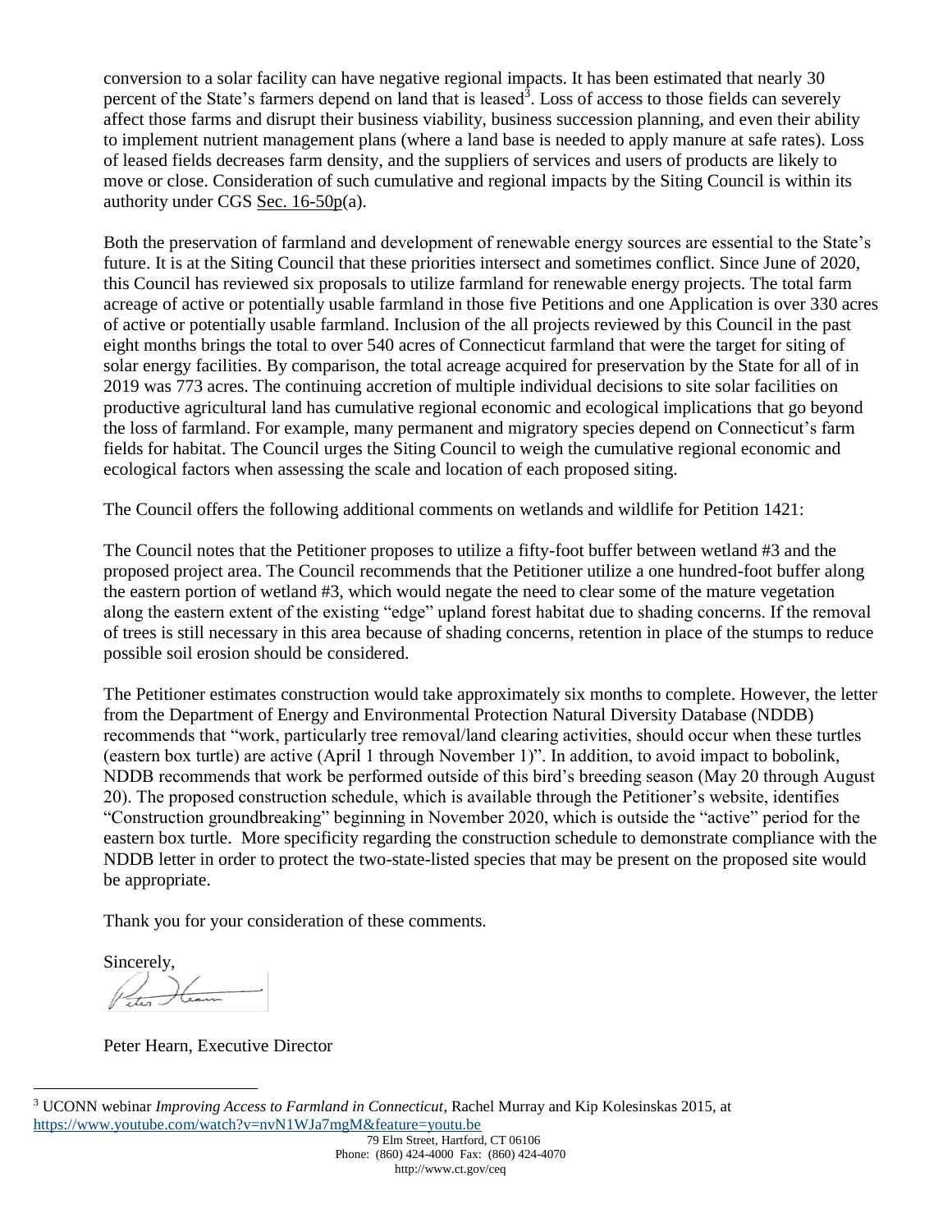conversion to a solar facility can have negative regional impacts. It has been estimated that nearly 30 percent of the State's farmers depend on land that is leased[3]. Loss of access to those fields can severely affect those farms and disrupt their business viability, business succession planning, and even their ability to implement nutrient management plans (where a land base is needed to apply manure at safe rates). Loss of leased fields decreases farm density, and the suppliers of services and users of products are likely to move or close. Consideration of such cumulative and regional impacts by the Siting Council is within its authority under CGS Sec. 16-50p(a).

Both the preservation of farmland and development of renewable energy sources are essential to the State's future. It is at the Siting Council that these priorities intersect and sometimes conflict. Since June of 2020, this Council has reviewed six proposals to utilize farmland for renewable energy projects. The total farm acreage of active or potentially usable farmland in those five Petitions and one Application is over 330 acres of active or potentially usable farmland. Inclusion of the all projects reviewed by this Council in the past eight months brings the total to over 540 acres of Connecticut farmland that were the target for siting of solar energy facilities. By comparison, the total acreage acquired for preservation by the State for all of in 2019 was 773 acres. The continuing accretion of multiple individual decisions to site solar facilities on productive agricultural land has cumulative regional economic and ecological implications that go beyond the loss of farmland. For example, many permanent and migratory species depend on Connecticut's farm fields for habitat. The Council urges the Siting Council to weigh the cumulative regional economic and ecological factors when assessing the scale and location of each proposed siting.

The Council offers the following additional comments on wetlands and wildlife for Petition 1421:

The Council notes that the Petitioner proposes to utilize a fifty-foot buffer between wetland #3 and the proposed project area. The Council recommends that the Petitioner utilize a one hundred-foot buffer along the eastern portion of wetland #3, which would negate the need to clear some of the mature vegetation along the eastern extent of the existing "edge" upland forest habitat due to shading concerns. If the removal of trees is still necessary in this area because of shading concerns, retention in place of the stumps to reduce possible soil erosion should be considered.

The Petitioner estimates construction would take approximately six months to complete. However, the letter from the Department of Energy and Environmental Protection Natural Diversity Database (NDDB) recommends that "work, particularly tree removal/land clearing activities, should occur when these turtles (eastern box turtle) are active (April 1 through November 1)". In addition, to avoid impact to bobolink, NDDB recommends that work be performed outside of this bird's breeding season (May 20 through August 20). The proposed construction schedule, which is available through the Petitioner's website, identifies "Construction groundbreaking" beginning in November 2020, which is outside the "active" period for the eastern box turtle. More specificity regarding the construction schedule to demonstrate compliance with the NDDB letter in order to protect the two-state-listed species that may be present on the proposed site would be appropriate.

Thank you for your consideration of these comments.

Sincerely,

Peter Hearn, Executive Director

[3] UCONN webinar *Improving Access to Farmland in Connecticut*, Rachel Murray and Kip Kolesinskas 2015, at https://www.youtube.com/watch?v=nvN1WJa7mgM&feature=youtu.be

79 Elm Street, Hartford, CT 06106
Phone: (860) 424-4000 Fax: (860) 424-4070
http://www.ct.gov/ceq